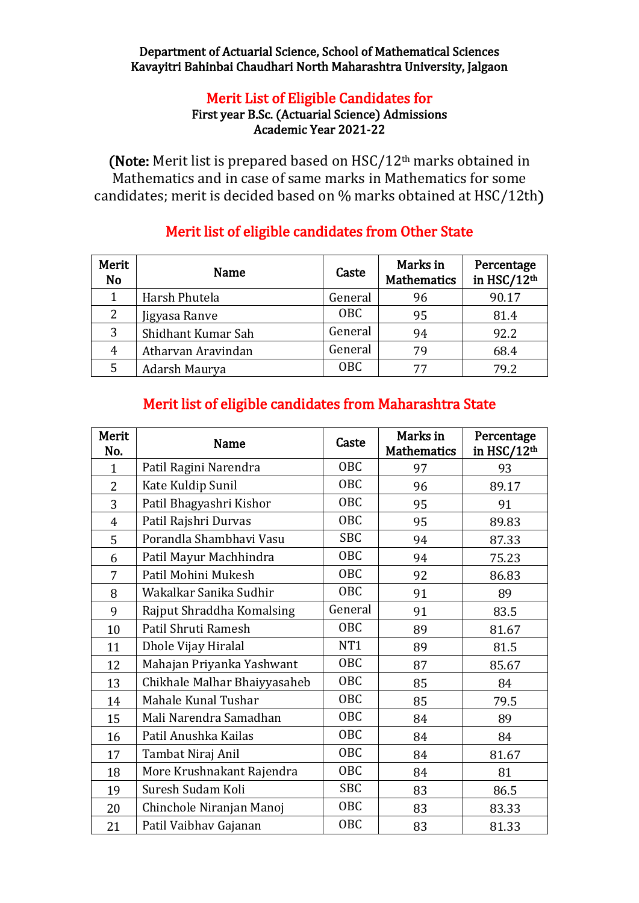Department of Actuarial Science, School of Mathematical Sciences
Kavayitri Bahinbai Chaudhari North Maharashtra University, Jalgaon

## Merit List of Eligible Candidates for

### First year B.Sc. (Actuarial Science) Admissions
### Academic Year 2021-22

(**Note:** Merit list is prepared based on HSC/12th marks obtained in Mathematics and in case of same marks in Mathematics for some candidates; merit is decided based on % marks obtained at HSC/12th)

## Merit list of eligible candidates from Other State

| Merit No | Name | Caste | Marks in Mathematics | Percentage in HSC/12th |
|---|---|---|---|---|
| 1 | Harsh Phutela | General | 96 | 90.17 |
| 2 | Jigyasa Ranve | OBC | 95 | 81.4 |
| 3 | Shidhant Kumar Sah | General | 94 | 92.2 |
| 4 | Atharvan Aravindan | General | 79 | 68.4 |
| 5 | Adarsh Maurya | OBC | 77 | 79.2 |

## Merit list of eligible candidates from Maharashtra State

| Merit No. | Name | Caste | Marks in Mathematics | Percentage in HSC/12th |
|---|---|---|---|---|
| 1 | Patil Ragini Narendra | OBC | 97 | 93 |
| 2 | Kate Kuldip Sunil | OBC | 96 | 89.17 |
| 3 | Patil Bhagyashri Kishor | OBC | 95 | 91 |
| 4 | Patil Rajshri Durvas | OBC | 95 | 89.83 |
| 5 | Porandla Shambhavi Vasu | SBC | 94 | 87.33 |
| 6 | Patil Mayur Machhindra | OBC | 94 | 75.23 |
| 7 | Patil Mohini Mukesh | OBC | 92 | 86.83 |
| 8 | Wakalkar Sanika Sudhir | OBC | 91 | 89 |
| 9 | Rajput Shraddha Komalsing | General | 91 | 83.5 |
| 10 | Patil Shruti Ramesh | OBC | 89 | 81.67 |
| 11 | Dhole Vijay Hiralal | NT1 | 89 | 81.5 |
| 12 | Mahajan Priyanka Yashwant | OBC | 87 | 85.67 |
| 13 | Chikhale Malhar Bhaiyyasaheb | OBC | 85 | 84 |
| 14 | Mahale Kunal Tushar | OBC | 85 | 79.5 |
| 15 | Mali Narendra Samadhan | OBC | 84 | 89 |
| 16 | Patil Anushka Kailas | OBC | 84 | 84 |
| 17 | Tambat Niraj Anil | OBC | 84 | 81.67 |
| 18 | More Krushnakant Rajendra | OBC | 84 | 81 |
| 19 | Suresh Sudam Koli | SBC | 83 | 86.5 |
| 20 | Chinchole Niranjan Manoj | OBC | 83 | 83.33 |
| 21 | Patil Vaibhav Gajanan | OBC | 83 | 81.33 |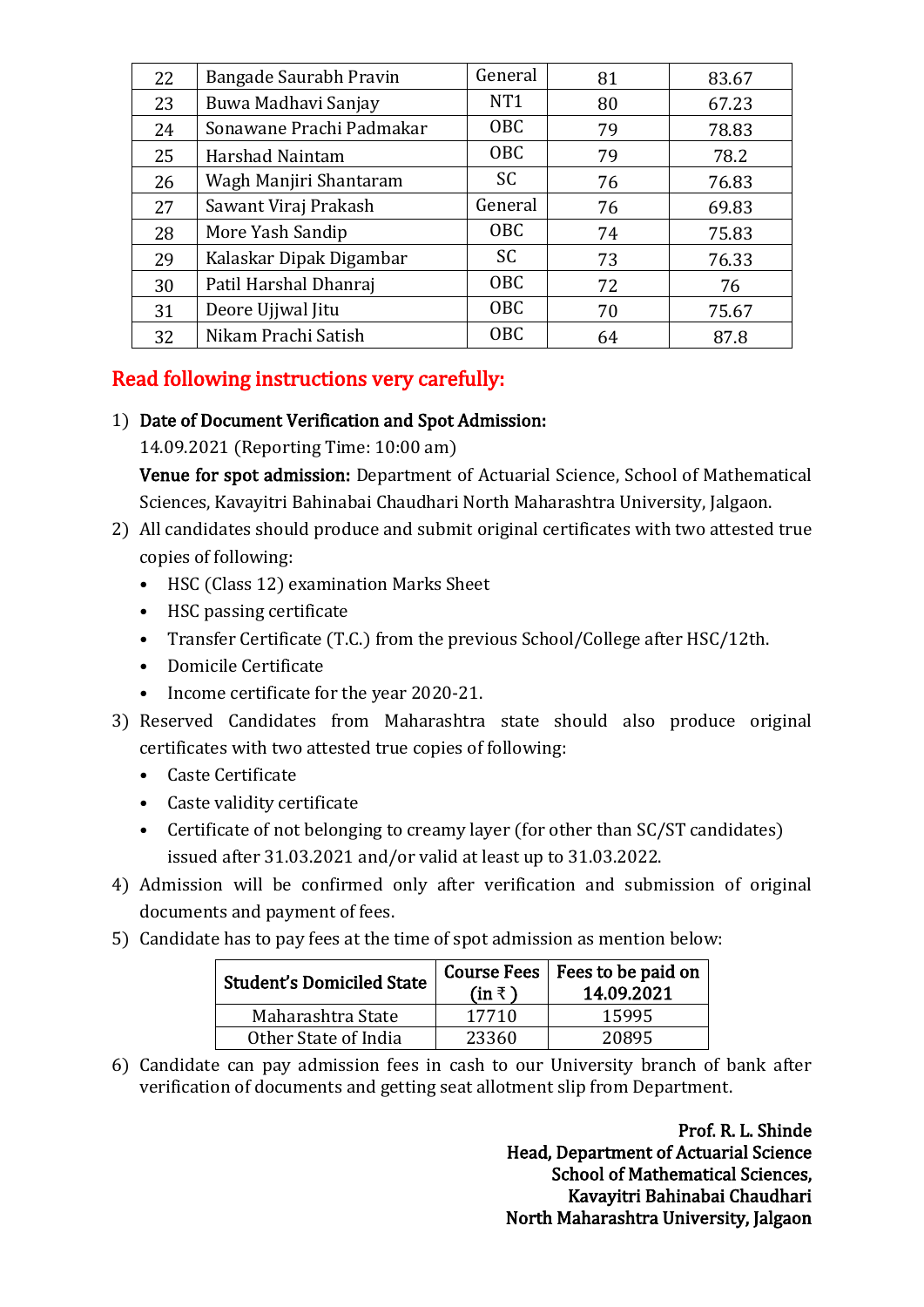| | | | | |
|---|---|---|---|---|
| 22 | Bangade Saurabh Pravin | General | 81 | 83.67 |
| 23 | Buwa Madhavi Sanjay | NT1 | 80 | 67.23 |
| 24 | Sonawane Prachi Padmakar | OBC | 79 | 78.83 |
| 25 | Harshad Naintam | OBC | 79 | 78.2 |
| 26 | Wagh Manjiri Shantaram | SC | 76 | 76.83 |
| 27 | Sawant Viraj Prakash | General | 76 | 69.83 |
| 28 | More Yash Sandip | OBC | 74 | 75.83 |
| 29 | Kalaskar Dipak Digambar | SC | 73 | 76.33 |
| 30 | Patil Harshal Dhanraj | OBC | 72 | 76 |
| 31 | Deore Ujjwal Jitu | OBC | 70 | 75.67 |
| 32 | Nikam Prachi Satish | OBC | 64 | 87.8 |

## Read following instructions very carefully:

1) **Date of Document Verification and Spot Admission:**
   14.09.2021 (Reporting Time: 10:00 am)
   **Venue for spot admission:** Department of Actuarial Science, School of Mathematical Sciences, Kavayitri Bahinabai Chaudhari North Maharashtra University, Jalgaon.
2) All candidates should produce and submit original certificates with two attested true copies of following:
   - HSC (Class 12) examination Marks Sheet
   - HSC passing certificate
   - Transfer Certificate (T.C.) from the previous School/College after HSC/12th.
   - Domicile Certificate
   - Income certificate for the year 2020-21.
3) Reserved Candidates from Maharashtra state should also produce original certificates with two attested true copies of following:
   - Caste Certificate
   - Caste validity certificate
   - Certificate of not belonging to creamy layer (for other than SC/ST candidates) issued after 31.03.2021 and/or valid at least up to 31.03.2022.
4) Admission will be confirmed only after verification and submission of original documents and payment of fees.
5) Candidate has to pay fees at the time of spot admission as mention below:

| Student's Domiciled State | Course Fees (in ₹ ) | Fees to be paid on 14.09.2021 |
|---|---|---|
| Maharashtra State | 17710 | 15995 |
| Other State of India | 23360 | 20895 |

6) Candidate can pay admission fees in cash to our University branch of bank after verification of documents and getting seat allotment slip from Department.

**Prof. R. L. Shinde**
**Head, Department of Actuarial Science**
**School of Mathematical Sciences,**
**Kavayitri Bahinabai Chaudhari**
**North Maharashtra University, Jalgaon**